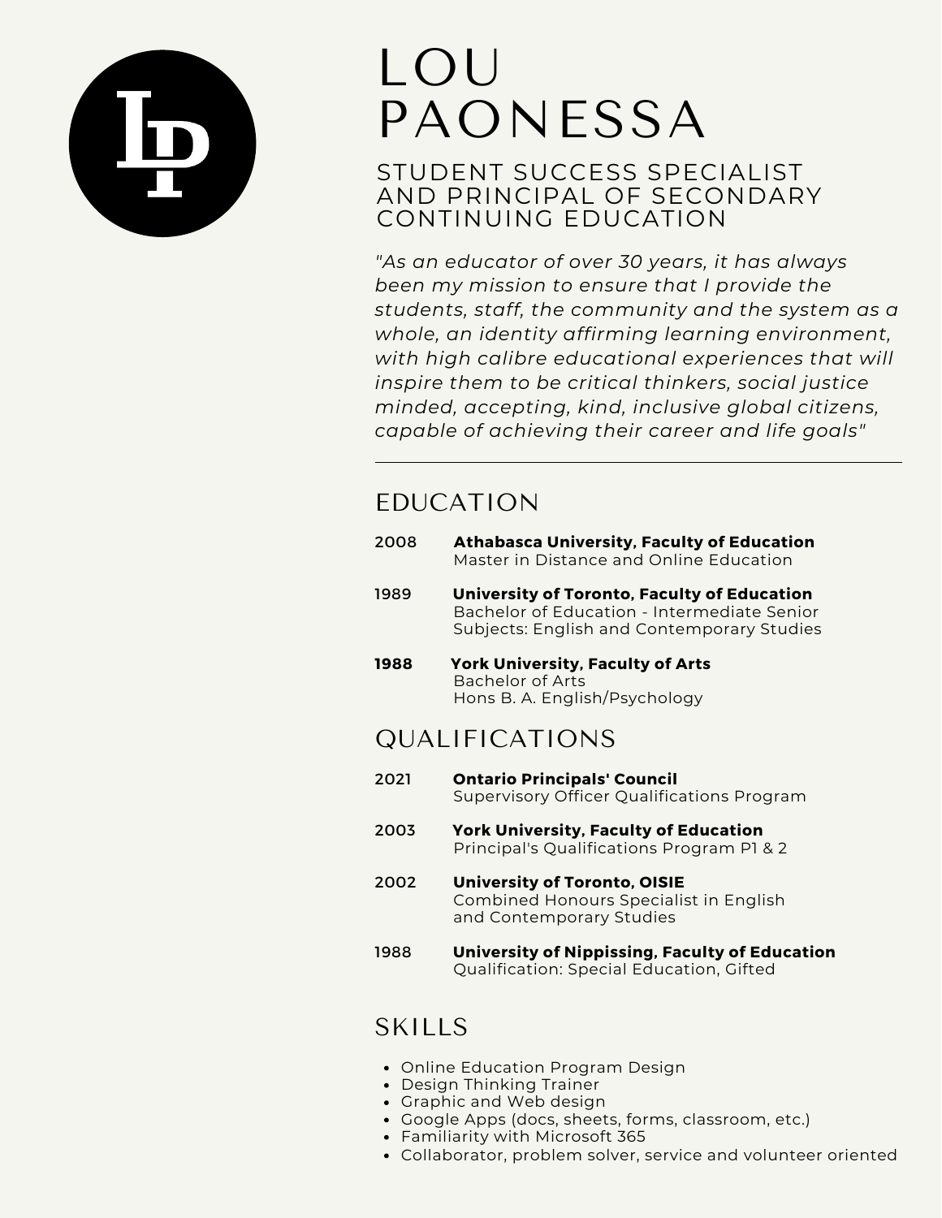# LOU PAONESSA

## STUDENT SUCCESS SPECIALIST AND PRINCIPAL OF SECONDARY CONTINUING EDUCATION

*"As an educator of over 30 years, it has always been my mission to ensure that I provide the students, staff, the community and the system as a whole, an identity affirming learning environment, with high calibre educational experiences that will inspire them to be critical thinkers, social justice minded, accepting, kind, inclusive global citizens, capable of achieving their career and life goals"*

---

## EDUCATION

**2008** **Athabasca University, Faculty of Education**
Master in Distance and Online Education

**1989** **University of Toronto, Faculty of Education**
Bachelor of Education - Intermediate Senior
Subjects: English and Contemporary Studies

**1988** **York University, Faculty of Arts**
Bachelor of Arts
Hons B. A. English/Psychology

## QUALIFICATIONS

**2021** **Ontario Principals' Council**
Supervisory Officer Qualifications Program

**2003** **York University, Faculty of Education**
Principal's Qualifications Program P1 & 2

**2002** **University of Toronto, OISIE**
Combined Honours Specialist in English and Contemporary Studies

**1988** **University of Nippissing, Faculty of Education**
Qualification: Special Education, Gifted

## SKILLS

- Online Education Program Design
- Design Thinking Trainer
- Graphic and Web design
- Google Apps (docs, sheets, forms, classroom, etc.)
- Familiarity with Microsoft 365
- Collaborator, problem solver, service and volunteer oriented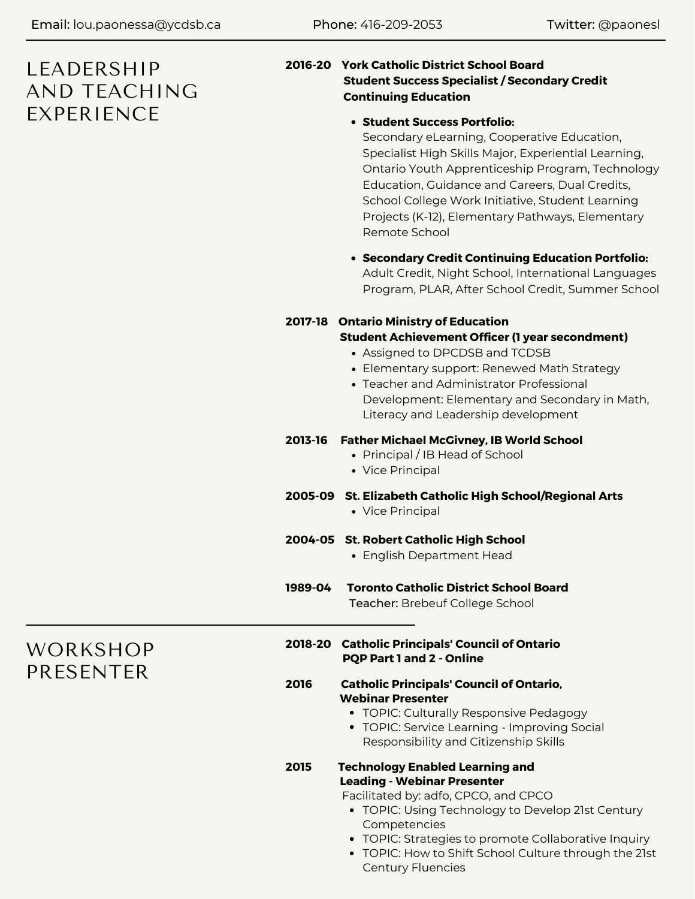Email: lou.paonessa@ycdsb.ca    Phone: 416-209-2053    Twitter: @paonesl

## LEADERSHIP AND TEACHING EXPERIENCE

**2016-20 York Catholic District School Board**
**Student Success Specialist / Secondary Credit Continuing Education**

- **Student Success Portfolio:**
  Secondary eLearning, Cooperative Education, Specialist High Skills Major, Experiential Learning, Ontario Youth Apprenticeship Program, Technology Education, Guidance and Careers, Dual Credits, School College Work Initiative, Student Learning Projects (K-12), Elementary Pathways, Elementary Remote School

- **Secondary Credit Continuing Education Portfolio:**
  Adult Credit, Night School, International Languages Program, PLAR, After School Credit, Summer School

**2017-18 Ontario Ministry of Education**
**Student Achievement Officer (1 year secondment)**

- Assigned to DPCDSB and TCDSB
- Elementary support: Renewed Math Strategy
- Teacher and Administrator Professional Development: Elementary and Secondary in Math, Literacy and Leadership development

**2013-16 Father Michael McGivney, IB World School**

- Principal / IB Head of School
- Vice Principal

**2005-09 St. Elizabeth Catholic High School/Regional Arts**

- Vice Principal

**2004-05 St. Robert Catholic High School**

- English Department Head

**1989-04 Toronto Catholic District School Board**
**Teacher:** Brebeuf College School

## WORKSHOP PRESENTER

**2018-20 Catholic Principals' Council of Ontario**
**PQP Part 1 and 2 - Online**

**2016 Catholic Principals' Council of Ontario, Webinar Presenter**

- TOPIC: Culturally Responsive Pedagogy
- TOPIC: Service Learning - Improving Social Responsibility and Citizenship Skills

**2015 Technology Enabled Learning and Leading - Webinar Presenter**
Facilitated by: adfo, CPCO, and CPCO

- TOPIC: Using Technology to Develop 21st Century Competencies
- TOPIC: Strategies to promote Collaborative Inquiry
- TOPIC: How to Shift School Culture through the 21st Century Fluencies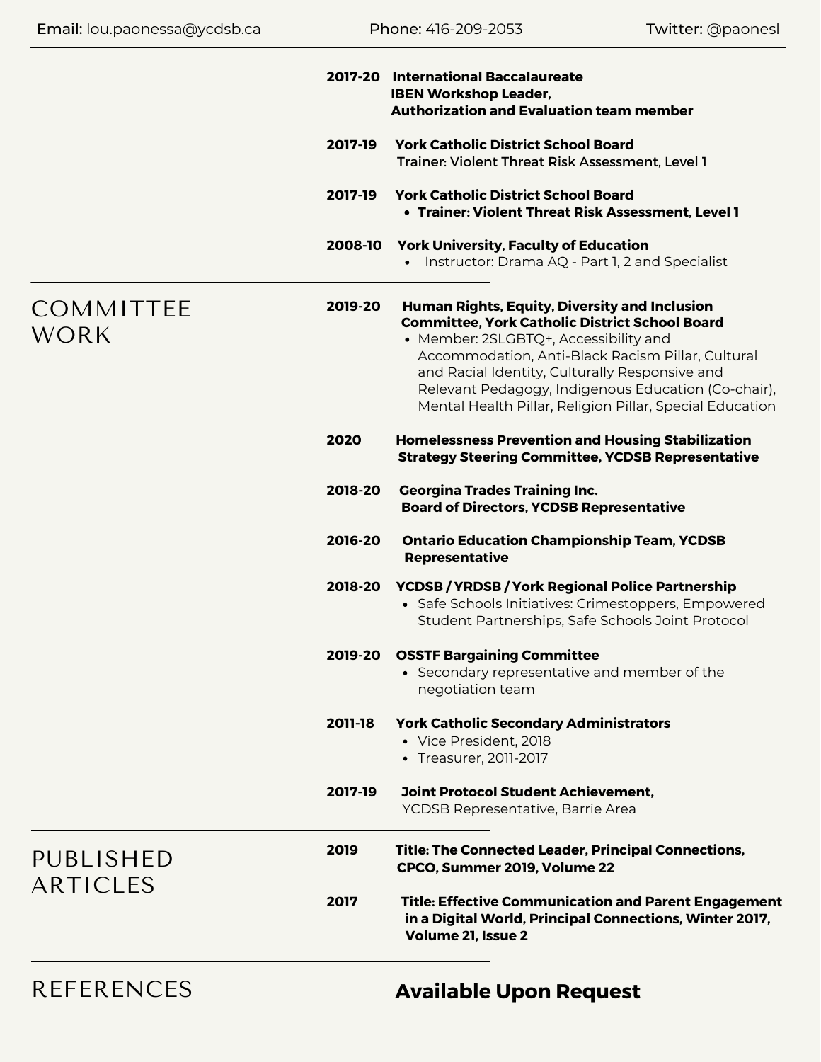Email: lou.paonessa@ycdsb.ca | Phone: 416-209-2053 | Twitter: @paonesl

**2017-20** **International Baccalaureate**
**IBEN Workshop Leader,**
**Authorization and Evaluation team member**

**2017-19** **York Catholic District School Board**
Trainer: Violent Threat Risk Assessment, Level 1

**2017-19** **York Catholic District School Board**
- **Trainer: Violent Threat Risk Assessment, Level 1**

**2008-10** **York University, Faculty of Education**
- Instructor: Drama AQ - Part 1, 2 and Specialist

## COMMITTEE WORK

**2019-20** **Human Rights, Equity, Diversity and Inclusion Committee, York Catholic District School Board**
- Member: 2SLGBTQ+, Accessibility and Accommodation, Anti-Black Racism Pillar, Cultural and Racial Identity, Culturally Responsive and Relevant Pedagogy, Indigenous Education (Co-chair), Mental Health Pillar, Religion Pillar, Special Education

**2020** **Homelessness Prevention and Housing Stabilization Strategy Steering Committee, YCDSB Representative**

**2018-20** **Georgina Trades Training Inc.**
**Board of Directors, YCDSB Representative**

**2016-20** **Ontario Education Championship Team, YCDSB Representative**

**2018-20** **YCDSB / YRDSB / York Regional Police Partnership**
- Safe Schools Initiatives: Crimestoppers, Empowered Student Partnerships, Safe Schools Joint Protocol

**2019-20** **OSSTF Bargaining Committee**
- Secondary representative and member of the negotiation team

**2011-18** **York Catholic Secondary Administrators**
- Vice President, 2018
- Treasurer, 2011-2017

**2017-19** **Joint Protocol Student Achievement,**
YCDSB Representative, Barrie Area

## PUBLISHED ARTICLES

**2019** **Title: The Connected Leader, Principal Connections, CPCO, Summer 2019, Volume 22**

**2017** **Title: Effective Communication and Parent Engagement in a Digital World, Principal Connections, Winter 2017, Volume 21, Issue 2**

## REFERENCES

**Available Upon Request**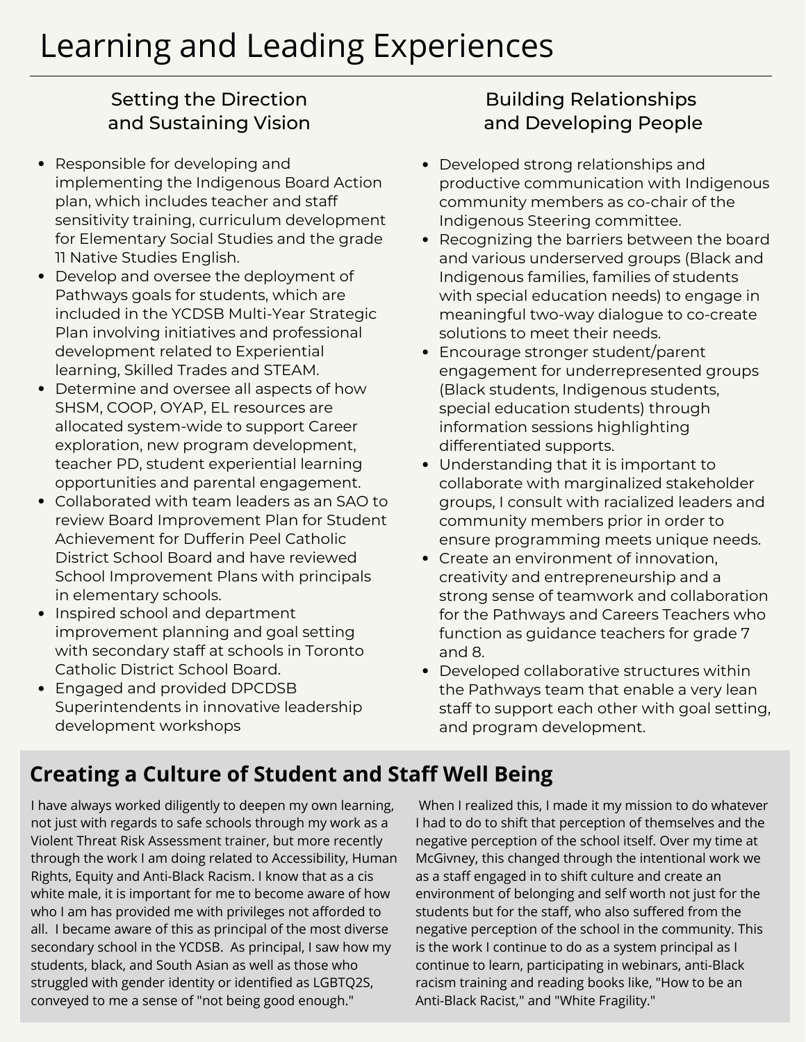# Learning and Leading Experiences

## Setting the Direction and Sustaining Vision

- Responsible for developing and implementing the Indigenous Board Action plan, which includes teacher and staff sensitivity training, curriculum development for Elementary Social Studies and the grade 11 Native Studies English.
- Develop and oversee the deployment of Pathways goals for students, which are included in the YCDSB Multi-Year Strategic Plan involving initiatives and professional development related to Experiential learning, Skilled Trades and STEAM.
- Determine and oversee all aspects of how SHSM, COOP, OYAP, EL resources are allocated system-wide to support Career exploration, new program development, teacher PD, student experiential learning opportunities and parental engagement.
- Collaborated with team leaders as an SAO to review Board Improvement Plan for Student Achievement for Dufferin Peel Catholic District School Board and have reviewed School Improvement Plans with principals in elementary schools.
- Inspired school and department improvement planning and goal setting with secondary staff at schools in Toronto Catholic District School Board.
- Engaged and provided DPCDSB Superintendents in innovative leadership development workshops

## Building Relationships and Developing People

- Developed strong relationships and productive communication with Indigenous community members as co-chair of the Indigenous Steering committee.
- Recognizing the barriers between the board and various underserved groups (Black and Indigenous families, families of students with special education needs) to engage in meaningful two-way dialogue to co-create solutions to meet their needs.
- Encourage stronger student/parent engagement for underrepresented groups (Black students, Indigenous students, special education students) through information sessions highlighting differentiated supports.
- Understanding that it is important to collaborate with marginalized stakeholder groups, I consult with racialized leaders and community members prior in order to ensure programming meets unique needs.
- Create an environment of innovation, creativity and entrepreneurship and a strong sense of teamwork and collaboration for the Pathways and Careers Teachers who function as guidance teachers for grade 7 and 8.
- Developed collaborative structures within the Pathways team that enable a very lean staff to support each other with goal setting, and program development.

## Creating a Culture of Student and Staff Well Being

I have always worked diligently to deepen my own learning, not just with regards to safe schools through my work as a Violent Threat Risk Assessment trainer, but more recently through the work I am doing related to Accessibility, Human Rights, Equity and Anti-Black Racism. I know that as a cis white male, it is important for me to become aware of how who I am has provided me with privileges not afforded to all. I became aware of this as principal of the most diverse secondary school in the YCDSB. As principal, I saw how my students, black, and South Asian as well as those who struggled with gender identity or identified as LGBTQ2S, conveyed to me a sense of "not being good enough."

When I realized this, I made it my mission to do whatever I had to do to shift that perception of themselves and the negative perception of the school itself. Over my time at McGivney, this changed through the intentional work we as a staff engaged in to shift culture and create an environment of belonging and self worth not just for the students but for the staff, who also suffered from the negative perception of the school in the community. This is the work I continue to do as a system principal as I continue to learn, participating in webinars, anti-Black racism training and reading books like, "How to be an Anti-Black Racist," and "White Fragility."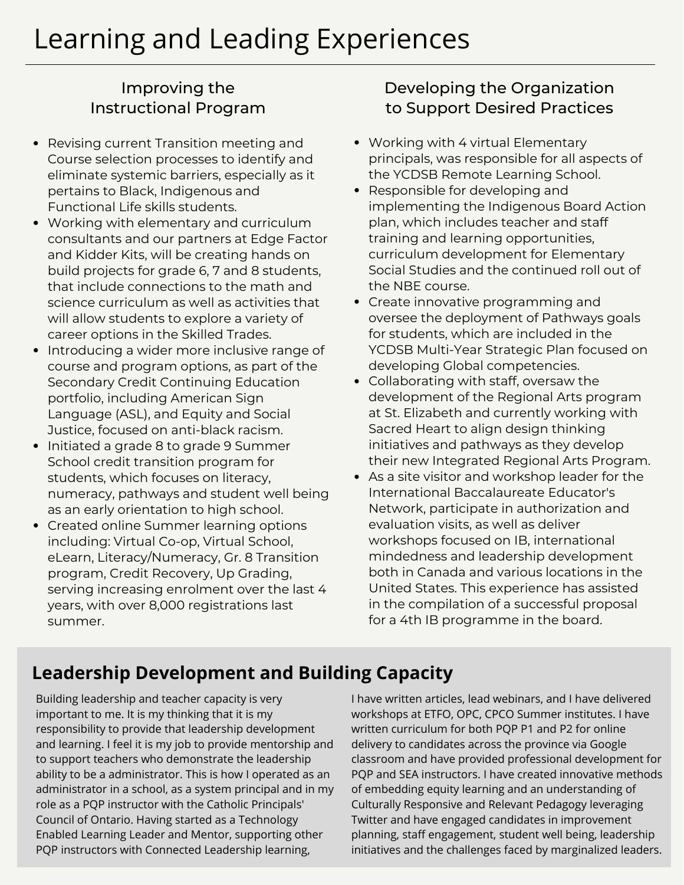# Learning and Leading Experiences

## Improving the Instructional Program

- Revising current Transition meeting and Course selection processes to identify and eliminate systemic barriers, especially as it pertains to Black, Indigenous and Functional Life skills students.
- Working with elementary and curriculum consultants and our partners at Edge Factor and Kidder Kits, will be creating hands on build projects for grade 6, 7 and 8 students, that include connections to the math and science curriculum as well as activities that will allow students to explore a variety of career options in the Skilled Trades.
- Introducing a wider more inclusive range of course and program options, as part of the Secondary Credit Continuing Education portfolio, including American Sign Language (ASL), and Equity and Social Justice, focused on anti-black racism.
- Initiated a grade 8 to grade 9 Summer School credit transition program for students, which focuses on literacy, numeracy, pathways and student well being as an early orientation to high school.
- Created online Summer learning options including: Virtual Co-op, Virtual School, eLearn, Literacy/Numeracy, Gr. 8 Transition program, Credit Recovery, Up Grading, serving increasing enrolment over the last 4 years, with over 8,000 registrations last summer.

## Developing the Organization to Support Desired Practices

- Working with 4 virtual Elementary principals, was responsible for all aspects of the YCDSB Remote Learning School.
- Responsible for developing and implementing the Indigenous Board Action plan, which includes teacher and staff training and learning opportunities, curriculum development for Elementary Social Studies and the continued roll out of the NBE course.
- Create innovative programming and oversee the deployment of Pathways goals for students, which are included in the YCDSB Multi-Year Strategic Plan focused on developing Global competencies.
- Collaborating with staff, oversaw the development of the Regional Arts program at St. Elizabeth and currently working with Sacred Heart to align design thinking initiatives and pathways as they develop their new Integrated Regional Arts Program.
- As a site visitor and workshop leader for the International Baccalaureate Educator's Network, participate in authorization and evaluation visits, as well as deliver workshops focused on IB, international mindedness and leadership development both in Canada and various locations in the United States. This experience has assisted in the compilation of a successful proposal for a 4th IB programme in the board.

## Leadership Development and Building Capacity

Building leadership and teacher capacity is very important to me. It is my thinking that it is my responsibility to provide that leadership development and learning. I feel it is my job to provide mentorship and to support teachers who demonstrate the leadership ability to be a administrator. This is how I operated as an administrator in a school, as a system principal and in my role as a PQP instructor with the Catholic Principals' Council of Ontario. Having started as a Technology Enabled Learning Leader and Mentor, supporting other PQP instructors with Connected Leadership learning, I have written articles, lead webinars, and I have delivered workshops at ETFO, OPC, CPCO Summer institutes. I have written curriculum for both PQP P1 and P2 for online delivery to candidates across the province via Google classroom and have provided professional development for PQP and SEA instructors. I have created innovative methods of embedding equity learning and an understanding of Culturally Responsive and Relevant Pedagogy leveraging Twitter and have engaged candidates in improvement planning, staff engagement, student well being, leadership initiatives and the challenges faced by marginalized leaders.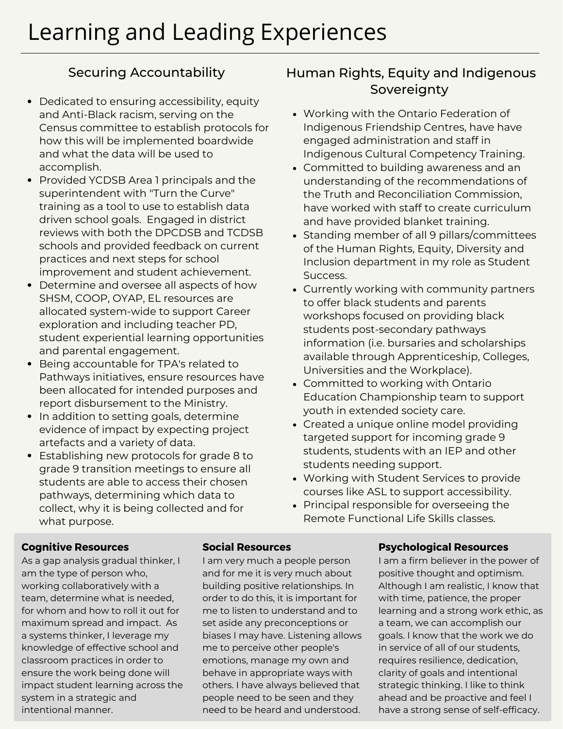# Learning and Leading Experiences

## Securing Accountability

- Dedicated to ensuring accessibility, equity and Anti-Black racism, serving on the Census committee to establish protocols for how this will be implemented boardwide and what the data will be used to accomplish.
- Provided YCDSB Area 1 principals and the superintendent with "Turn the Curve" training as a tool to use to establish data driven school goals. Engaged in district reviews with both the DPCDSB and TCDSB schools and provided feedback on current practices and next steps for school improvement and student achievement.
- Determine and oversee all aspects of how SHSM, COOP, OYAP, EL resources are allocated system-wide to support Career exploration and including teacher PD, student experiential learning opportunities and parental engagement.
- Being accountable for TPA's related to Pathways initiatives, ensure resources have been allocated for intended purposes and report disbursement to the Ministry.
- In addition to setting goals, determine evidence of impact by expecting project artefacts and a variety of data.
- Establishing new protocols for grade 8 to grade 9 transition meetings to ensure all students are able to access their chosen pathways, determining which data to collect, why it is being collected and for what purpose.

## Human Rights, Equity and Indigenous Sovereignty

- Working with the Ontario Federation of Indigenous Friendship Centres, have have engaged administration and staff in Indigenous Cultural Competency Training.
- Committed to building awareness and an understanding of the recommendations of the Truth and Reconciliation Commission, have worked with staff to create curriculum and have provided blanket training.
- Standing member of all 9 pillars/committees of the Human Rights, Equity, Diversity and Inclusion department in my role as Student Success.
- Currently working with community partners to offer black students and parents workshops focused on providing black students post-secondary pathways information (i.e. bursaries and scholarships available through Apprenticeship, Colleges, Universities and the Workplace).
- Committed to working with Ontario Education Championship team to support youth in extended society care.
- Created a unique online model providing targeted support for incoming grade 9 students, students with an IEP and other students needing support.
- Working with Student Services to provide courses like ASL to support accessibility.
- Principal responsible for overseeing the Remote Functional Life Skills classes.

**Cognitive Resources**

As a gap analysis gradual thinker, I am the type of person who, working collaboratively with a team, determine what is needed, for whom and how to roll it out for maximum spread and impact. As a systems thinker, I leverage my knowledge of effective school and classroom practices in order to ensure the work being done will impact student learning across the system in a strategic and intentional manner.

**Social Resources**

I am very much a people person and for me it is very much about building positive relationships. In order to do this, it is important for me to listen to understand and to set aside any preconceptions or biases I may have. Listening allows me to perceive other people's emotions, manage my own and behave in appropriate ways with others. I have always believed that people need to be seen and they need to be heard and understood.

**Psychological Resources**

I am a firm believer in the power of positive thought and optimism. Although I am realistic, I know that with time, patience, the proper learning and a strong work ethic, as a team, we can accomplish our goals. I know that the work we do in service of all of our students, requires resilience, dedication, clarity of goals and intentional strategic thinking. I like to think ahead and be proactive and feel I have a strong sense of self-efficacy.